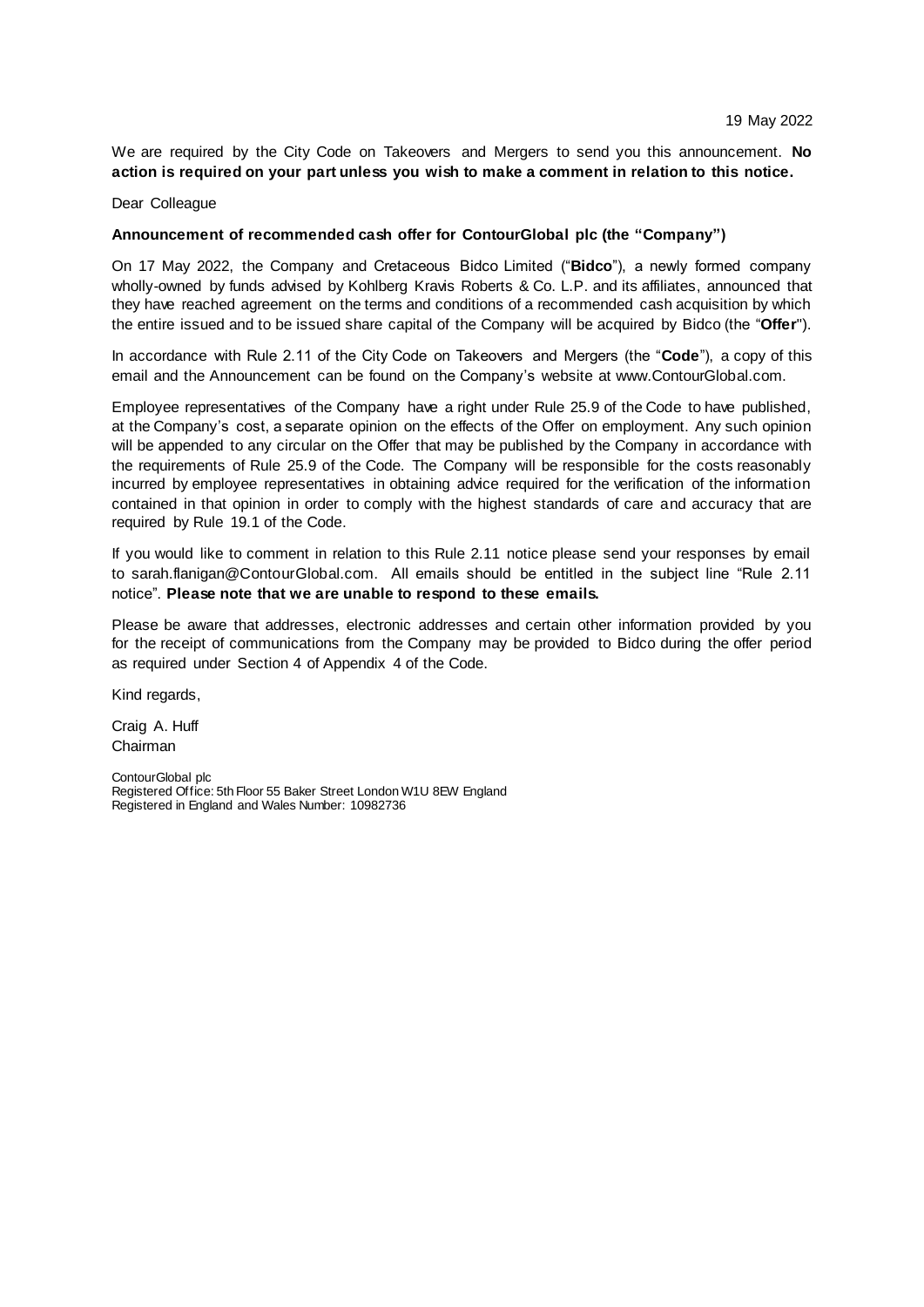19 May 2022

We are required by the City Code on Takeovers and Mergers to send you this announcement. **No action is required on your part unless you wish to make a comment in relation to this notice.**

Dear Colleague

**Announcement of recommended cash offer for ContourGlobal plc (the "Company")**

On 17 May 2022, the Company and Cretaceous Bidco Limited ("**Bidco**"), a newly formed company wholly-owned by funds advised by Kohlberg Kravis Roberts & Co. L.P. and its affiliates, announced that they have reached agreement on the terms and conditions of a recommended cash acquisition by which the entire issued and to be issued share capital of the Company will be acquired by Bidco (the "**Offer**").

In accordance with Rule 2.11 of the City Code on Takeovers and Mergers (the "**Code**"), a copy of this email and the Announcement can be found on the Company's website at www.ContourGlobal.com.

Employee representatives of the Company have a right under Rule 25.9 of the Code to have published, at the Company's cost, a separate opinion on the effects of the Offer on employment. Any such opinion will be appended to any circular on the Offer that may be published by the Company in accordance with the requirements of Rule 25.9 of the Code. The Company will be responsible for the costs reasonably incurred by employee representatives in obtaining advice required for the verification of the information contained in that opinion in order to comply with the highest standards of care and accuracy that are required by Rule 19.1 of the Code.

If you would like to comment in relation to this Rule 2.11 notice please send your responses by email to sarah.flanigan@ContourGlobal.com. All emails should be entitled in the subject line "Rule 2.11 notice". **Please note that we are unable to respond to these emails.**

Please be aware that addresses, electronic addresses and certain other information provided by you for the receipt of communications from the Company may be provided to Bidco during the offer period as required under Section 4 of Appendix 4 of the Code.

Kind regards,

Craig A. Huff
Chairman

ContourGlobal plc
Registered Office: 5th Floor 55 Baker Street London W1U 8EW England
Registered in England and Wales Number: 10982736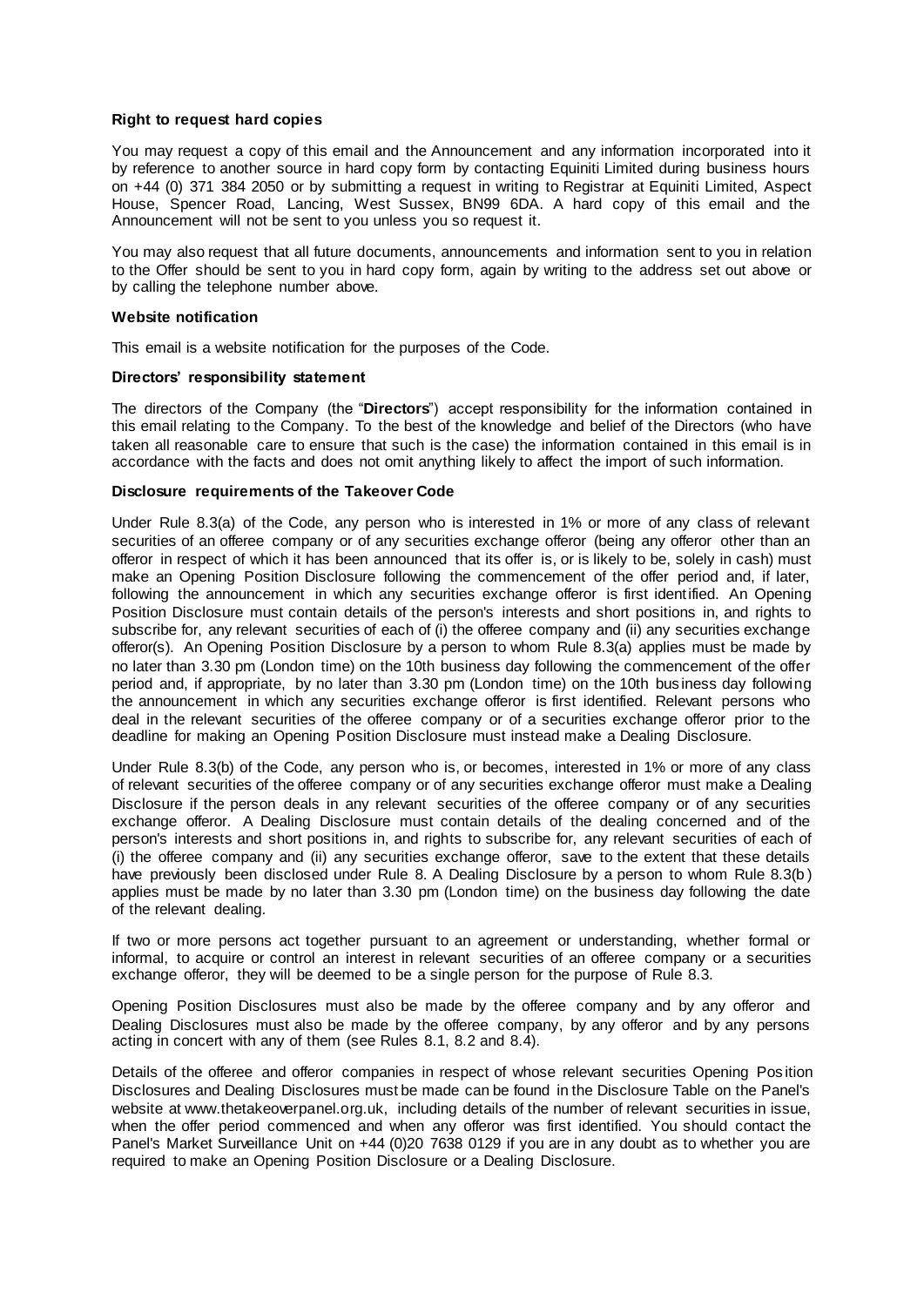**Right to request hard copies**

You may request a copy of this email and the Announcement and any information incorporated into it by reference to another source in hard copy form by contacting Equiniti Limited during business hours on +44 (0) 371 384 2050 or by submitting a request in writing to Registrar at Equiniti Limited, Aspect House, Spencer Road, Lancing, West Sussex, BN99 6DA. A hard copy of this email and the Announcement will not be sent to you unless you so request it.

You may also request that all future documents, announcements and information sent to you in relation to the Offer should be sent to you in hard copy form, again by writing to the address set out above or by calling the telephone number above.

**Website notification**

This email is a website notification for the purposes of the Code.

**Directors' responsibility statement**

The directors of the Company (the "**Directors**") accept responsibility for the information contained in this email relating to the Company. To the best of the knowledge and belief of the Directors (who have taken all reasonable care to ensure that such is the case) the information contained in this email is in accordance with the facts and does not omit anything likely to affect the import of such information.

**Disclosure requirements of the Takeover Code**

Under Rule 8.3(a) of the Code, any person who is interested in 1% or more of any class of relevant securities of an offeree company or of any securities exchange offeror (being any offeror other than an offeror in respect of which it has been announced that its offer is, or is likely to be, solely in cash) must make an Opening Position Disclosure following the commencement of the offer period and, if later, following the announcement in which any securities exchange offeror is first identified. An Opening Position Disclosure must contain details of the person's interests and short positions in, and rights to subscribe for, any relevant securities of each of (i) the offeree company and (ii) any securities exchange offeror(s). An Opening Position Disclosure by a person to whom Rule 8.3(a) applies must be made by no later than 3.30 pm (London time) on the 10th business day following the commencement of the offer period and, if appropriate, by no later than 3.30 pm (London time) on the 10th business day following the announcement in which any securities exchange offeror is first identified. Relevant persons who deal in the relevant securities of the offeree company or of a securities exchange offeror prior to the deadline for making an Opening Position Disclosure must instead make a Dealing Disclosure.

Under Rule 8.3(b) of the Code, any person who is, or becomes, interested in 1% or more of any class of relevant securities of the offeree company or of any securities exchange offeror must make a Dealing Disclosure if the person deals in any relevant securities of the offeree company or of any securities exchange offeror. A Dealing Disclosure must contain details of the dealing concerned and of the person's interests and short positions in, and rights to subscribe for, any relevant securities of each of (i) the offeree company and (ii) any securities exchange offeror, save to the extent that these details have previously been disclosed under Rule 8. A Dealing Disclosure by a person to whom Rule 8.3(b) applies must be made by no later than 3.30 pm (London time) on the business day following the date of the relevant dealing.

If two or more persons act together pursuant to an agreement or understanding, whether formal or informal, to acquire or control an interest in relevant securities of an offeree company or a securities exchange offeror, they will be deemed to be a single person for the purpose of Rule 8.3.

Opening Position Disclosures must also be made by the offeree company and by any offeror and Dealing Disclosures must also be made by the offeree company, by any offeror and by any persons acting in concert with any of them (see Rules 8.1, 8.2 and 8.4).

Details of the offeree and offeror companies in respect of whose relevant securities Opening Position Disclosures and Dealing Disclosures must be made can be found in the Disclosure Table on the Panel's website at www.thetakeoverpanel.org.uk, including details of the number of relevant securities in issue, when the offer period commenced and when any offeror was first identified. You should contact the Panel's Market Surveillance Unit on +44 (0)20 7638 0129 if you are in any doubt as to whether you are required to make an Opening Position Disclosure or a Dealing Disclosure.